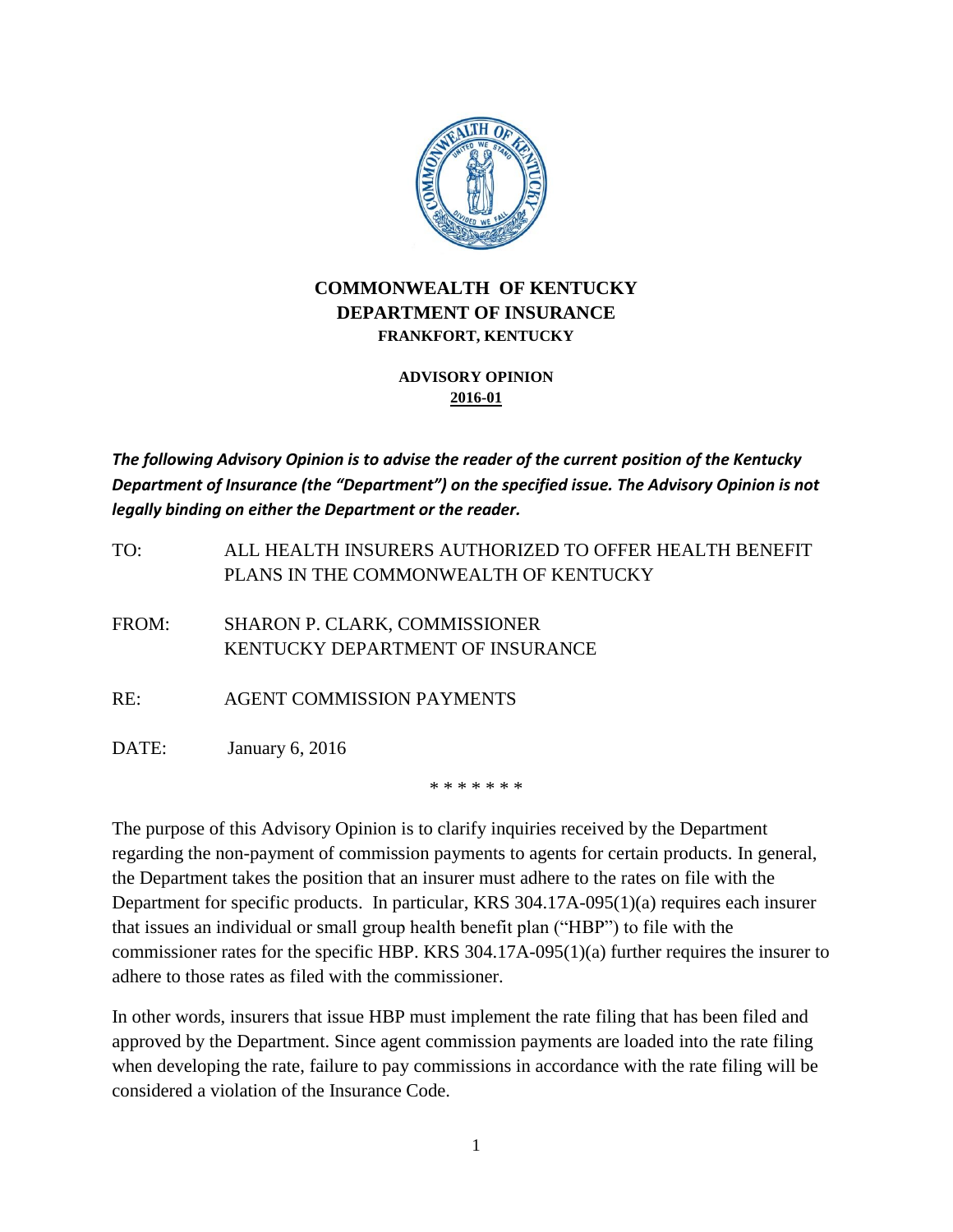# COMMONWEALTH OF KENTUCKY
# DEPARTMENT OF INSURANCE
### FRANKFORT, KENTUCKY

**ADVISORY OPINION**
**2016-01**

***The following Advisory Opinion is to advise the reader of the current position of the Kentucky Department of Insurance (the "Department") on the specified issue. The Advisory Opinion is not legally binding on either the Department or the reader.***

TO: ALL HEALTH INSURERS AUTHORIZED TO OFFER HEALTH BENEFIT PLANS IN THE COMMONWEALTH OF KENTUCKY

FROM: SHARON P. CLARK, COMMISSIONER
KENTUCKY DEPARTMENT OF INSURANCE

RE: AGENT COMMISSION PAYMENTS

DATE: January 6, 2016

\* \* \* \* \* \* \*

The purpose of this Advisory Opinion is to clarify inquiries received by the Department regarding the non-payment of commission payments to agents for certain products. In general, the Department takes the position that an insurer must adhere to the rates on file with the Department for specific products. In particular, KRS 304.17A-095(1)(a) requires each insurer that issues an individual or small group health benefit plan ("HBP") to file with the commissioner rates for the specific HBP. KRS 304.17A-095(1)(a) further requires the insurer to adhere to those rates as filed with the commissioner.

In other words, insurers that issue HBP must implement the rate filing that has been filed and approved by the Department. Since agent commission payments are loaded into the rate filing when developing the rate, failure to pay commissions in accordance with the rate filing will be considered a violation of the Insurance Code.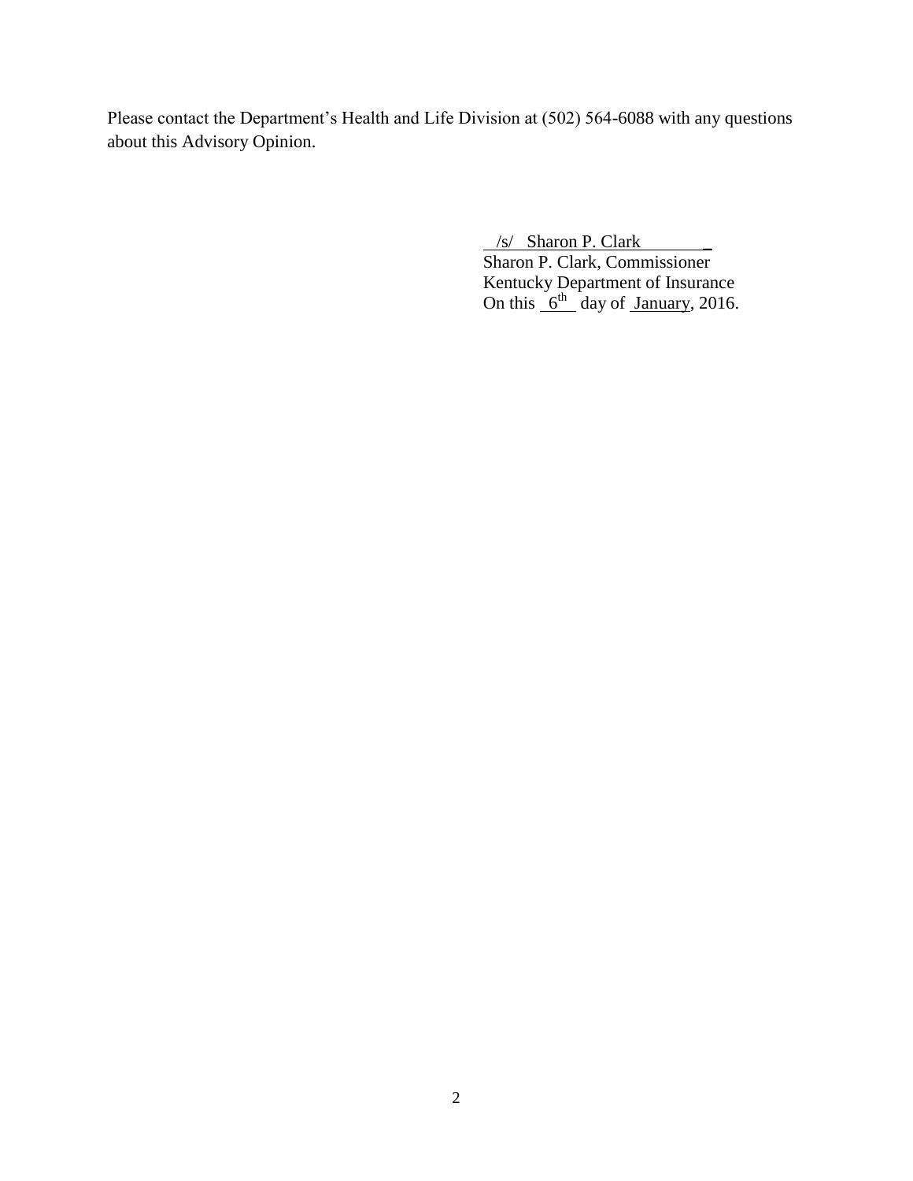Please contact the Department's Health and Life Division at (502) 564-6088 with any questions about this Advisory Opinion.

/s/ Sharon P. Clark
Sharon P. Clark, Commissioner
Kentucky Department of Insurance
On this 6th day of January, 2016.